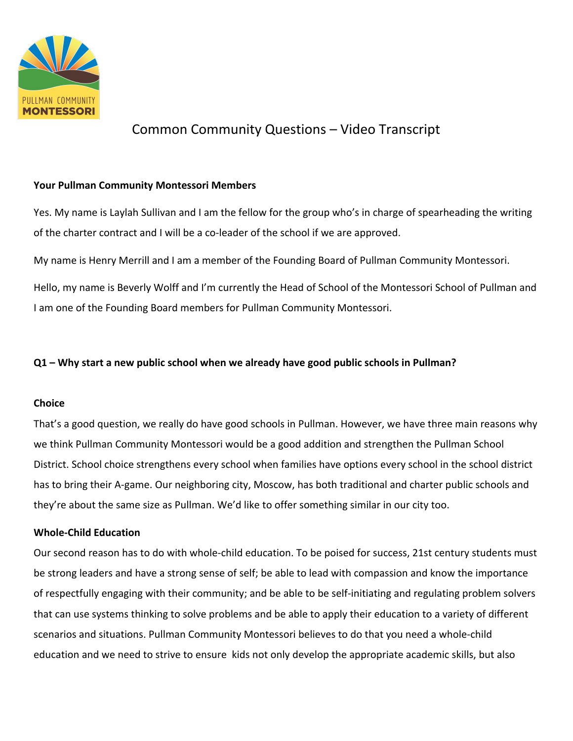# Common Community Questions – Video Transcript

**Your Pullman Community Montessori Members**

Yes. My name is Laylah Sullivan and I am the fellow for the group who's in charge of spearheading the writing of the charter contract and I will be a co-leader of the school if we are approved.

My name is Henry Merrill and I am a member of the Founding Board of Pullman Community Montessori.

Hello, my name is Beverly Wolff and I'm currently the Head of School of the Montessori School of Pullman and I am one of the Founding Board members for Pullman Community Montessori.

**Q1 – Why start a new public school when we already have good public schools in Pullman?**

**Choice**

That's a good question, we really do have good schools in Pullman. However, we have three main reasons why we think Pullman Community Montessori would be a good addition and strengthen the Pullman School District. School choice strengthens every school when families have options every school in the school district has to bring their A-game. Our neighboring city, Moscow, has both traditional and charter public schools and they're about the same size as Pullman. We'd like to offer something similar in our city too.

**Whole-Child Education**

Our second reason has to do with whole-child education. To be poised for success, 21st century students must be strong leaders and have a strong sense of self; be able to lead with compassion and know the importance of respectfully engaging with their community; and be able to be self-initiating and regulating problem solvers that can use systems thinking to solve problems and be able to apply their education to a variety of different scenarios and situations. Pullman Community Montessori believes to do that you need a whole-child education and we need to strive to ensure kids not only develop the appropriate academic skills, but also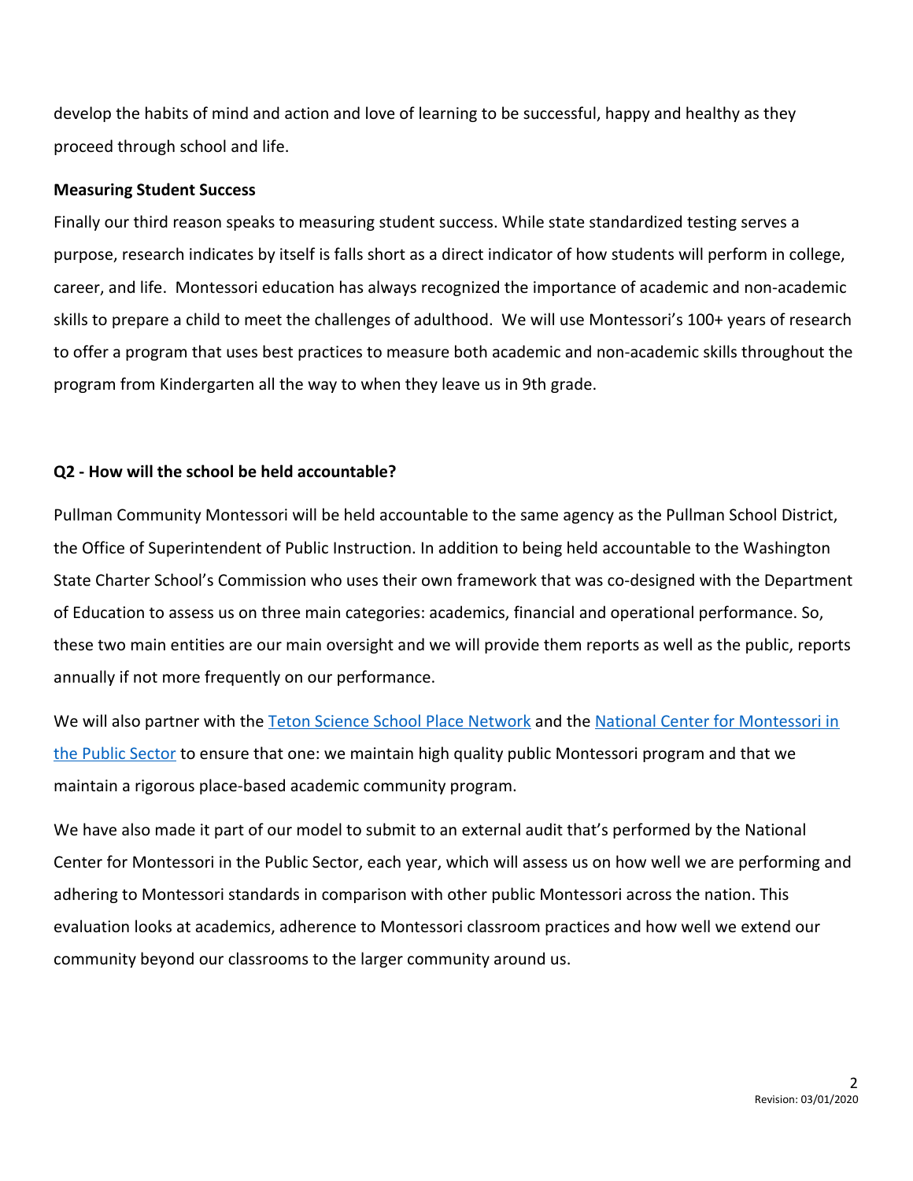develop the habits of mind and action and love of learning to be successful, happy and healthy as they proceed through school and life.

**Measuring Student Success**

Finally our third reason speaks to measuring student success. While state standardized testing serves a purpose, research indicates by itself is falls short as a direct indicator of how students will perform in college, career, and life. Montessori education has always recognized the importance of academic and non-academic skills to prepare a child to meet the challenges of adulthood. We will use Montessori's 100+ years of research to offer a program that uses best practices to measure both academic and non-academic skills throughout the program from Kindergarten all the way to when they leave us in 9th grade.

**Q2 - How will the school be held accountable?**

Pullman Community Montessori will be held accountable to the same agency as the Pullman School District, the Office of Superintendent of Public Instruction. In addition to being held accountable to the Washington State Charter School's Commission who uses their own framework that was co-designed with the Department of Education to assess us on three main categories: academics, financial and operational performance. So, these two main entities are our main oversight and we will provide them reports as well as the public, reports annually if not more frequently on our performance.

We will also partner with the Teton Science School Place Network and the National Center for Montessori in the Public Sector to ensure that one: we maintain high quality public Montessori program and that we maintain a rigorous place-based academic community program.

We have also made it part of our model to submit to an external audit that's performed by the National Center for Montessori in the Public Sector, each year, which will assess us on how well we are performing and adhering to Montessori standards in comparison with other public Montessori across the nation. This evaluation looks at academics, adherence to Montessori classroom practices and how well we extend our community beyond our classrooms to the larger community around us.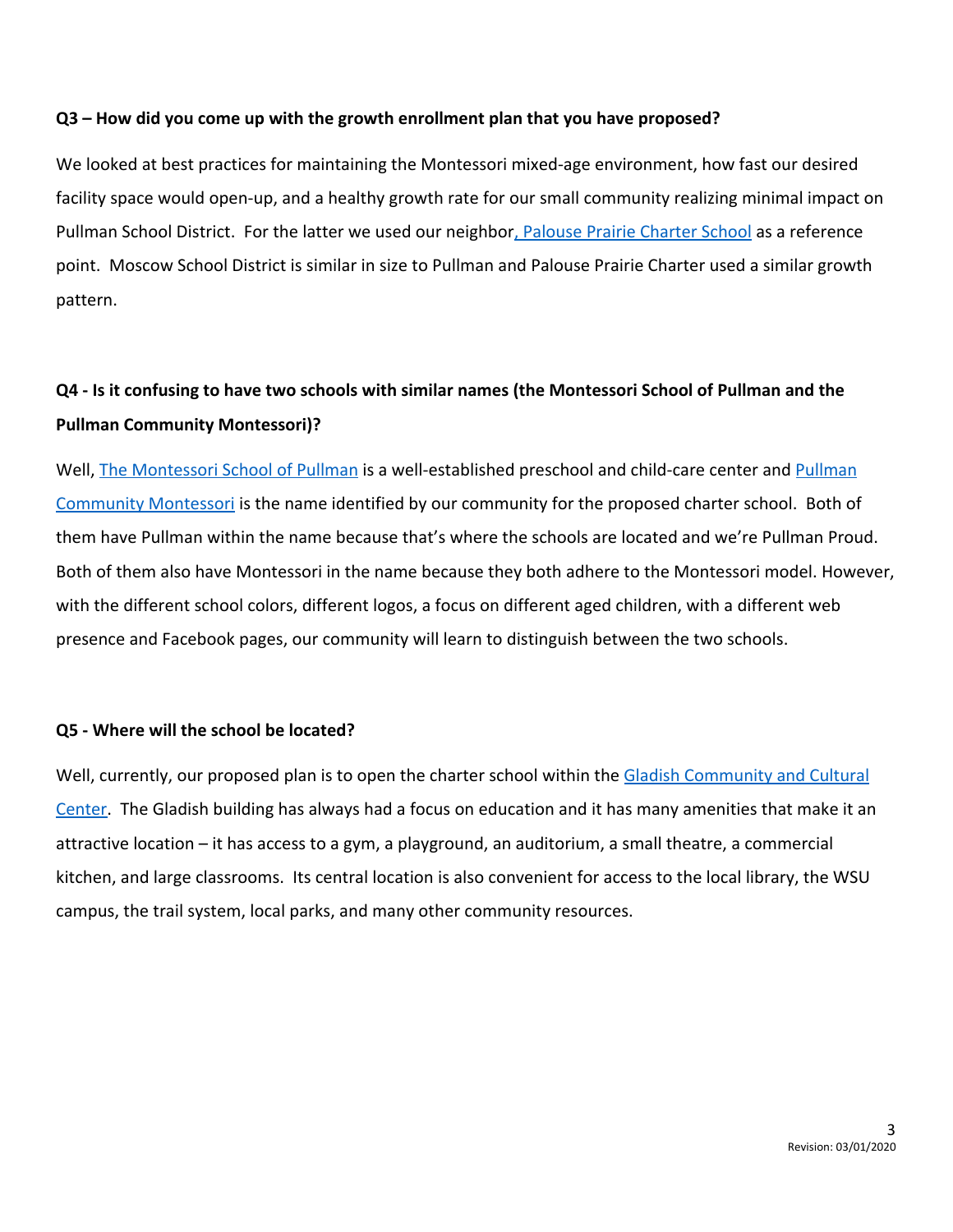**Q3 – How did you come up with the growth enrollment plan that you have proposed?**

We looked at best practices for maintaining the Montessori mixed-age environment, how fast our desired facility space would open-up, and a healthy growth rate for our small community realizing minimal impact on Pullman School District. For the latter we used our neighbor, Palouse Prairie Charter School as a reference point. Moscow School District is similar in size to Pullman and Palouse Prairie Charter used a similar growth pattern.

**Q4 - Is it confusing to have two schools with similar names (the Montessori School of Pullman and the Pullman Community Montessori)?**

Well, The Montessori School of Pullman is a well-established preschool and child-care center and Pullman Community Montessori is the name identified by our community for the proposed charter school. Both of them have Pullman within the name because that's where the schools are located and we're Pullman Proud. Both of them also have Montessori in the name because they both adhere to the Montessori model. However, with the different school colors, different logos, a focus on different aged children, with a different web presence and Facebook pages, our community will learn to distinguish between the two schools.

**Q5 - Where will the school be located?**

Well, currently, our proposed plan is to open the charter school within the Gladish Community and Cultural Center. The Gladish building has always had a focus on education and it has many amenities that make it an attractive location – it has access to a gym, a playground, an auditorium, a small theatre, a commercial kitchen, and large classrooms. Its central location is also convenient for access to the local library, the WSU campus, the trail system, local parks, and many other community resources.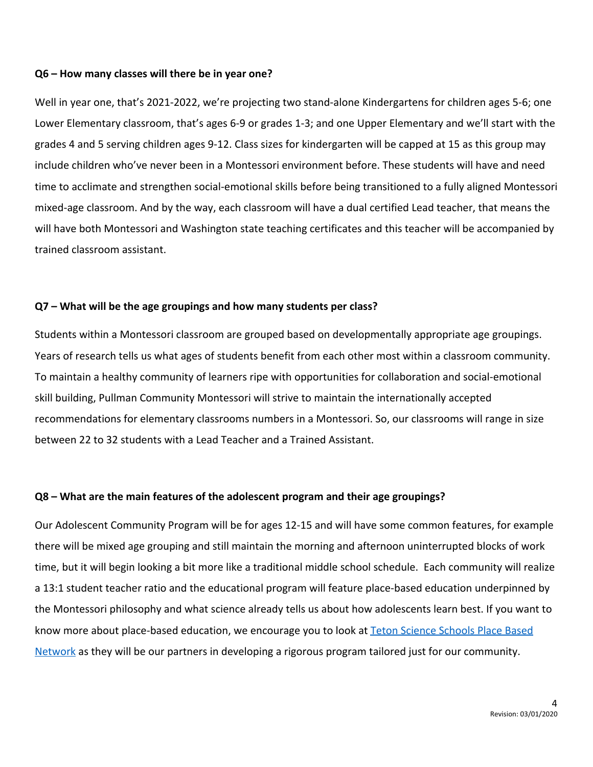**Q6 – How many classes will there be in year one?**

Well in year one, that's 2021-2022, we're projecting two stand-alone Kindergartens for children ages 5-6; one Lower Elementary classroom, that's ages 6-9 or grades 1-3; and one Upper Elementary and we'll start with the grades 4 and 5 serving children ages 9-12. Class sizes for kindergarten will be capped at 15 as this group may include children who've never been in a Montessori environment before. These students will have and need time to acclimate and strengthen social-emotional skills before being transitioned to a fully aligned Montessori mixed-age classroom. And by the way, each classroom will have a dual certified Lead teacher, that means the will have both Montessori and Washington state teaching certificates and this teacher will be accompanied by trained classroom assistant.

**Q7 – What will be the age groupings and how many students per class?**

Students within a Montessori classroom are grouped based on developmentally appropriate age groupings. Years of research tells us what ages of students benefit from each other most within a classroom community. To maintain a healthy community of learners ripe with opportunities for collaboration and social-emotional skill building, Pullman Community Montessori will strive to maintain the internationally accepted recommendations for elementary classrooms numbers in a Montessori. So, our classrooms will range in size between 22 to 32 students with a Lead Teacher and a Trained Assistant.

**Q8 – What are the main features of the adolescent program and their age groupings?**

Our Adolescent Community Program will be for ages 12-15 and will have some common features, for example there will be mixed age grouping and still maintain the morning and afternoon uninterrupted blocks of work time, but it will begin looking a bit more like a traditional middle school schedule. Each community will realize a 13:1 student teacher ratio and the educational program will feature place-based education underpinned by the Montessori philosophy and what science already tells us about how adolescents learn best. If you want to know more about place-based education, we encourage you to look at [Teton Science Schools Place Based Network](#) as they will be our partners in developing a rigorous program tailored just for our community.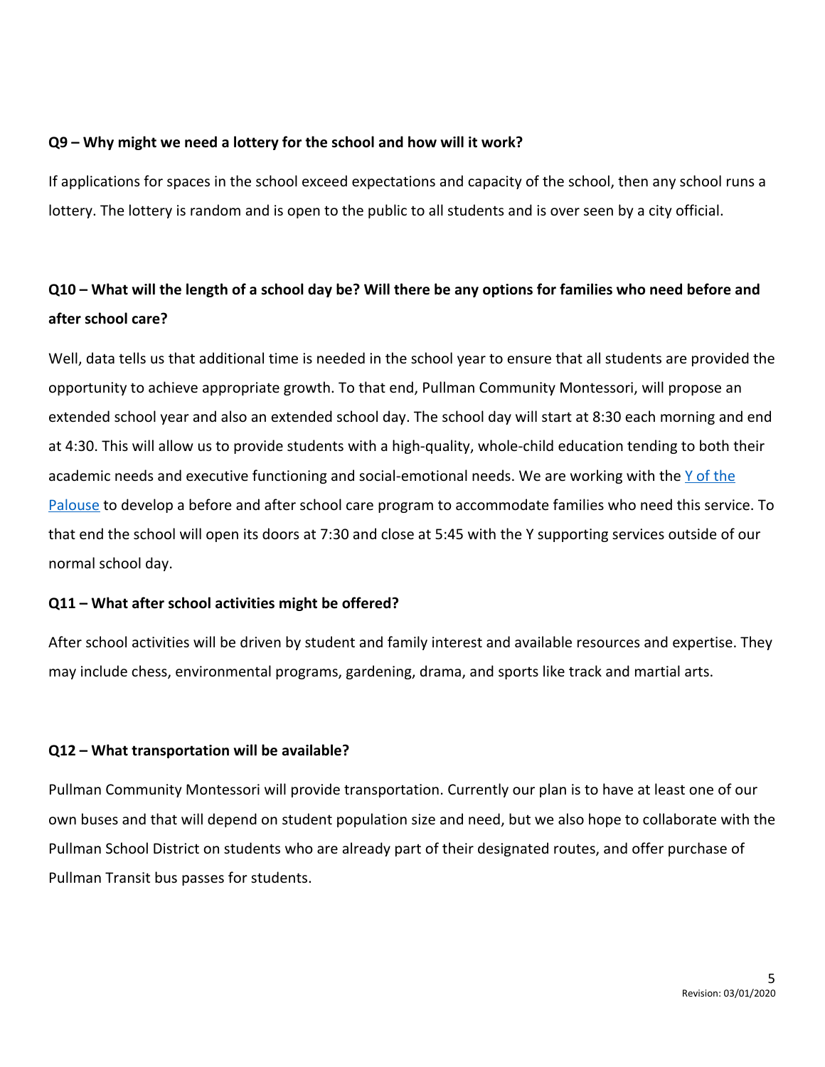**Q9 – Why might we need a lottery for the school and how will it work?**

If applications for spaces in the school exceed expectations and capacity of the school, then any school runs a lottery. The lottery is random and is open to the public to all students and is over seen by a city official.

**Q10 – What will the length of a school day be? Will there be any options for families who need before and after school care?**

Well, data tells us that additional time is needed in the school year to ensure that all students are provided the opportunity to achieve appropriate growth. To that end, Pullman Community Montessori, will propose an extended school year and also an extended school day. The school day will start at 8:30 each morning and end at 4:30. This will allow us to provide students with a high-quality, whole-child education tending to both their academic needs and executive functioning and social-emotional needs. We are working with the Y of the Palouse to develop a before and after school care program to accommodate families who need this service. To that end the school will open its doors at 7:30 and close at 5:45 with the Y supporting services outside of our normal school day.

**Q11 – What after school activities might be offered?**

After school activities will be driven by student and family interest and available resources and expertise. They may include chess, environmental programs, gardening, drama, and sports like track and martial arts.

**Q12 – What transportation will be available?**

Pullman Community Montessori will provide transportation. Currently our plan is to have at least one of our own buses and that will depend on student population size and need, but we also hope to collaborate with the Pullman School District on students who are already part of their designated routes, and offer purchase of Pullman Transit bus passes for students.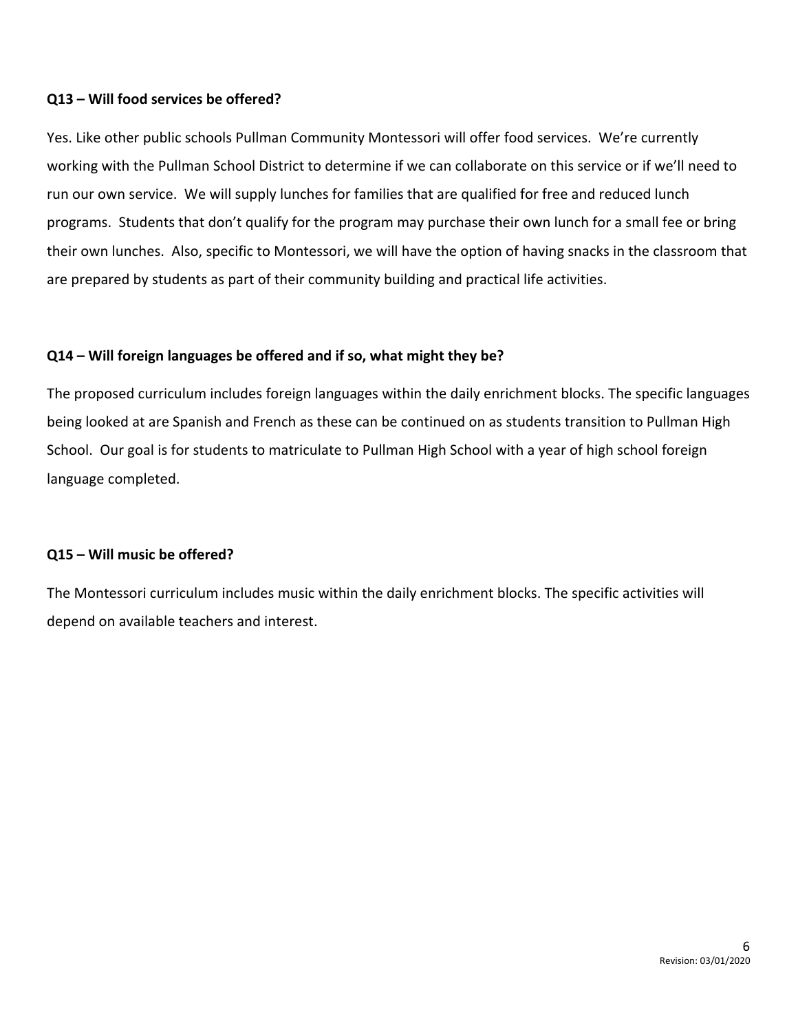**Q13 – Will food services be offered?**

Yes. Like other public schools Pullman Community Montessori will offer food services. We're currently working with the Pullman School District to determine if we can collaborate on this service or if we'll need to run our own service. We will supply lunches for families that are qualified for free and reduced lunch programs. Students that don't qualify for the program may purchase their own lunch for a small fee or bring their own lunches. Also, specific to Montessori, we will have the option of having snacks in the classroom that are prepared by students as part of their community building and practical life activities.

**Q14 – Will foreign languages be offered and if so, what might they be?**

The proposed curriculum includes foreign languages within the daily enrichment blocks. The specific languages being looked at are Spanish and French as these can be continued on as students transition to Pullman High School. Our goal is for students to matriculate to Pullman High School with a year of high school foreign language completed.

**Q15 – Will music be offered?**

The Montessori curriculum includes music within the daily enrichment blocks. The specific activities will depend on available teachers and interest.

Revision: 03/01/2020